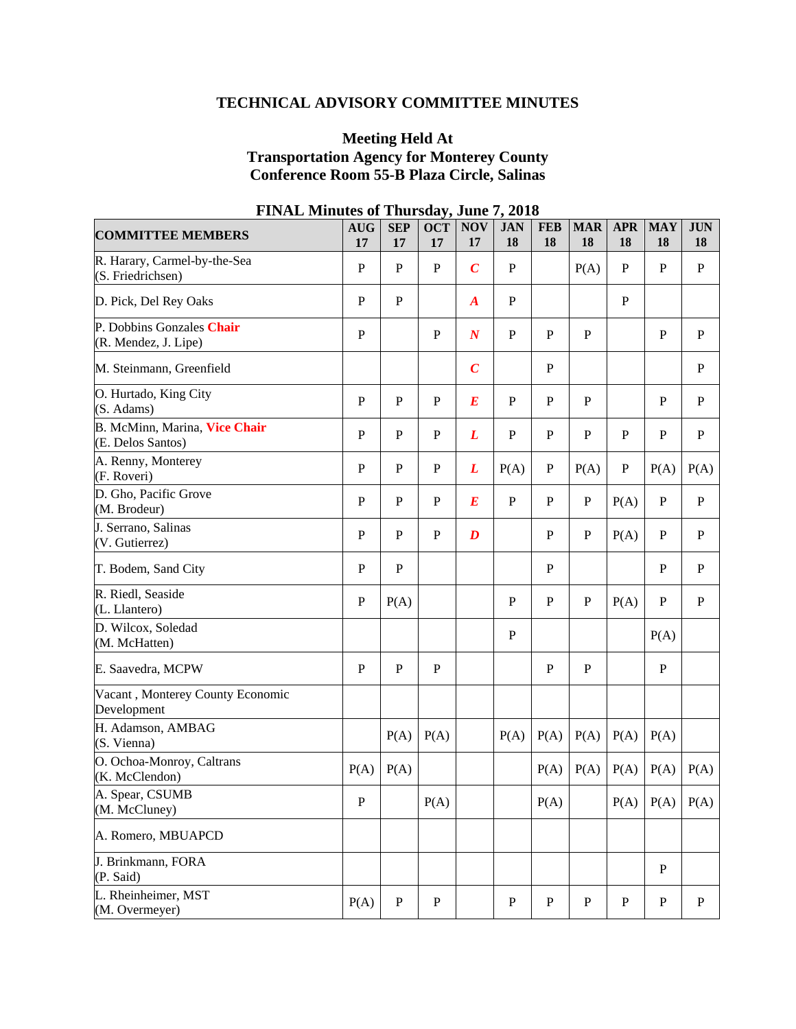# TECHNICAL ADVISORY COMMITTEE MINUTES

## Meeting Held At
## Transportation Agency for Monterey County
## Conference Room 55-B Plaza Circle, Salinas

### FINAL Minutes of Thursday, June 7, 2018

| COMMITTEE MEMBERS | AUG 17 | SEP 17 | OCT 17 | NOV 17 | JAN 18 | FEB 18 | MAR 18 | APR 18 | MAY 18 | JUN 18 |
|---|---|---|---|---|---|---|---|---|---|---|
| R. Harary, Carmel-by-the-Sea (S. Friedrichsen) | P | P | P | ***C*** | P | | P(A) | P | P | P |
| D. Pick, Del Rey Oaks | P | P | | ***A*** | P | | | P | | |
| P. Dobbins Gonzales **Chair** (R. Mendez, J. Lipe) | P | | P | ***N*** | P | P | P | | P | P |
| M. Steinmann, Greenfield | | | | ***C*** | | P | | | | P |
| O. Hurtado, King City (S. Adams) | P | P | P | ***E*** | P | P | P | | P | P |
| B. McMinn, Marina, **Vice Chair** (E. Delos Santos) | P | P | P | ***L*** | P | P | P | P | P | P |
| A. Renny, Monterey (F. Roveri) | P | P | P | ***L*** | P(A) | P | P(A) | P | P(A) | P(A) |
| D. Gho, Pacific Grove (M. Brodeur) | P | P | P | ***E*** | P | P | P | P(A) | P | P |
| J. Serrano, Salinas (V. Gutierrez) | P | P | P | ***D*** | | P | P | P(A) | P | P |
| T. Bodem, Sand City | P | P | | | | P | | | P | P |
| R. Riedl, Seaside (L. Llantero) | P | P(A) | | | P | P | P | P(A) | P | P |
| D. Wilcox, Soledad (M. McHatten) | | | | | P | | | | P(A) | |
| E. Saavedra, MCPW | P | P | P | | | P | P | | P | |
| Vacant , Monterey County Economic Development | | | | | | | | | | |
| H. Adamson, AMBAG (S. Vienna) | | P(A) | P(A) | | P(A) | P(A) | P(A) | P(A) | P(A) | |
| O. Ochoa-Monroy, Caltrans (K. McClendon) | P(A) | P(A) | | | | P(A) | P(A) | P(A) | P(A) | P(A) |
| A. Spear, CSUMB (M. McCluney) | P | | P(A) | | | P(A) | | P(A) | P(A) | P(A) |
| A. Romero, MBUAPCD | | | | | | | | | | |
| J. Brinkmann, FORA (P. Said) | | | | | | | | | P | |
| L. Rheinheimer, MST (M. Overmeyer) | P(A) | P | P | | P | P | P | P | P | P |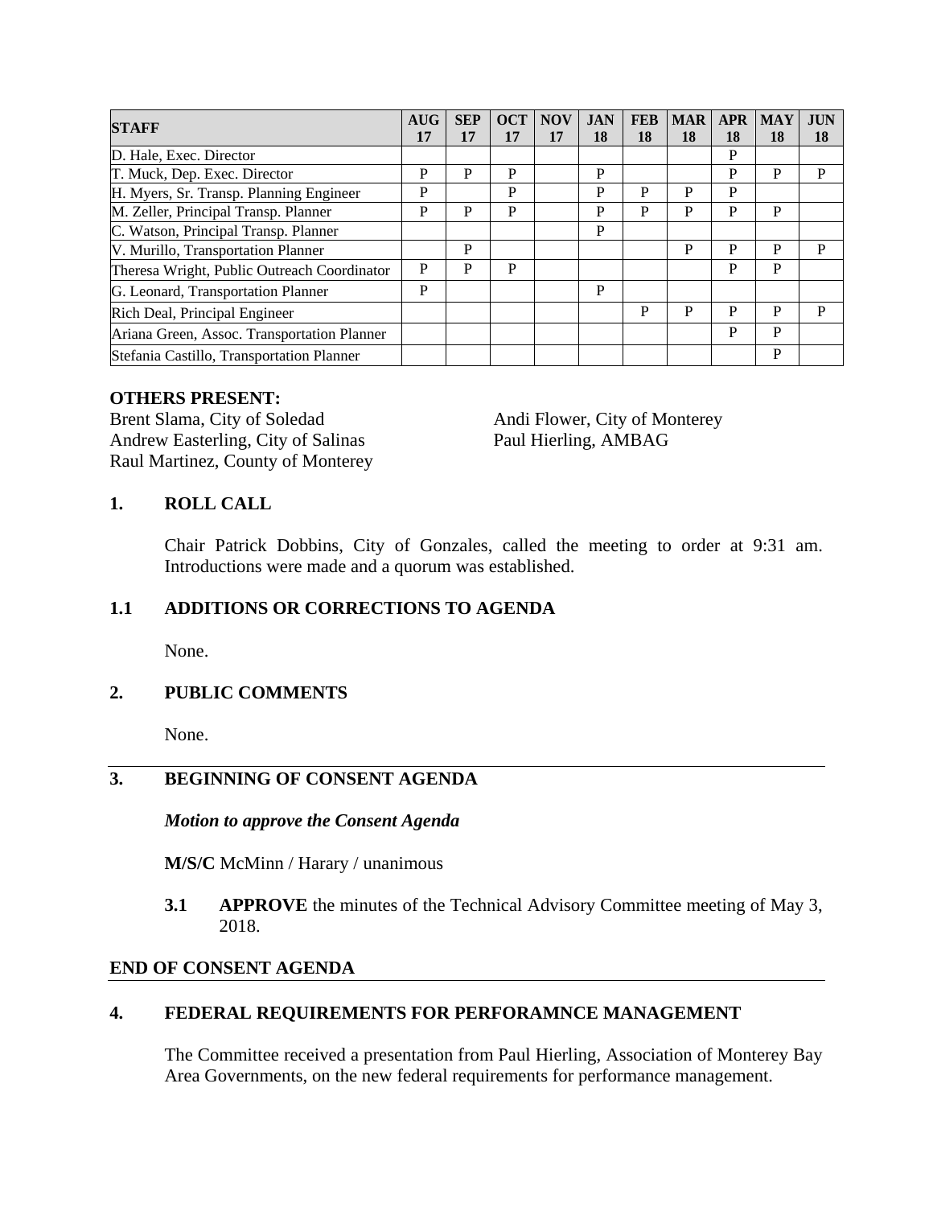| STAFF | AUG 17 | SEP 17 | OCT 17 | NOV 17 | JAN 18 | FEB 18 | MAR 18 | APR 18 | MAY 18 | JUN 18 |
|---|---|---|---|---|---|---|---|---|---|---|
| D. Hale, Exec. Director | | | | | | | | P | | |
| T. Muck, Dep. Exec. Director | P | P | P | | P | | | P | P | P |
| H. Myers, Sr. Transp. Planning Engineer | P | | P | | P | P | P | P | | |
| M. Zeller, Principal Transp. Planner | P | P | P | | P | P | P | P | P | |
| C. Watson, Principal Transp. Planner | | | | | P | | | | | |
| V. Murillo, Transportation Planner | | P | | | | | P | P | P | P |
| Theresa Wright, Public Outreach Coordinator | P | P | P | | | | | P | P | |
| G. Leonard, Transportation Planner | P | | | | P | | | | | |
| Rich Deal, Principal Engineer | | | | | | P | P | P | P | P |
| Ariana Green, Assoc. Transportation Planner | | | | | | | | P | P | |
| Stefania Castillo, Transportation Planner | | | | | | | | | P | |

**OTHERS PRESENT:**

Brent Slama, City of Soledad
Andrew Easterling, City of Salinas
Raul Martinez, County of Monterey
Andi Flower, City of Monterey
Paul Hierling, AMBAG

## 1. ROLL CALL

Chair Patrick Dobbins, City of Gonzales, called the meeting to order at 9:31 am. Introductions were made and a quorum was established.

## 1.1 ADDITIONS OR CORRECTIONS TO AGENDA

None.

## 2. PUBLIC COMMENTS

None.

---

## 3. BEGINNING OF CONSENT AGENDA

***Motion to approve the Consent Agenda***

**M/S/C** McMinn / Harary / unanimous

**3.1 APPROVE** the minutes of the Technical Advisory Committee meeting of May 3, 2018.

**END OF CONSENT AGENDA**

---

## 4. FEDERAL REQUIREMENTS FOR PERFORAMNCE MANAGEMENT

The Committee received a presentation from Paul Hierling, Association of Monterey Bay Area Governments, on the new federal requirements for performance management.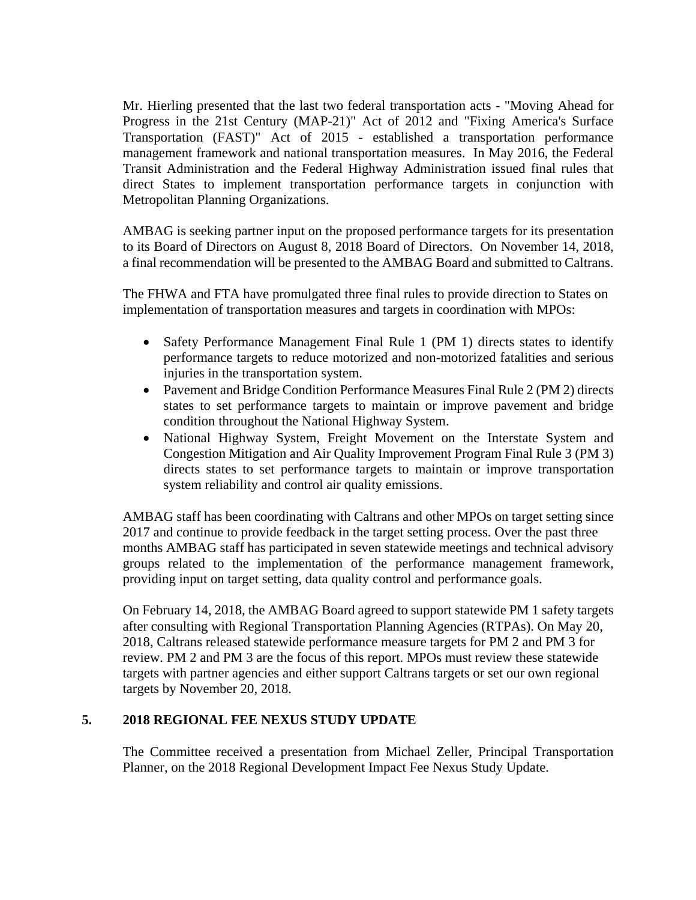Mr. Hierling presented that the last two federal transportation acts - "Moving Ahead for Progress in the 21st Century (MAP-21)" Act of 2012 and "Fixing America's Surface Transportation (FAST)" Act of 2015 - established a transportation performance management framework and national transportation measures. In May 2016, the Federal Transit Administration and the Federal Highway Administration issued final rules that direct States to implement transportation performance targets in conjunction with Metropolitan Planning Organizations.

AMBAG is seeking partner input on the proposed performance targets for its presentation to its Board of Directors on August 8, 2018 Board of Directors. On November 14, 2018, a final recommendation will be presented to the AMBAG Board and submitted to Caltrans.

The FHWA and FTA have promulgated three final rules to provide direction to States on implementation of transportation measures and targets in coordination with MPOs:

- Safety Performance Management Final Rule 1 (PM 1) directs states to identify performance targets to reduce motorized and non-motorized fatalities and serious injuries in the transportation system.
- Pavement and Bridge Condition Performance Measures Final Rule 2 (PM 2) directs states to set performance targets to maintain or improve pavement and bridge condition throughout the National Highway System.
- National Highway System, Freight Movement on the Interstate System and Congestion Mitigation and Air Quality Improvement Program Final Rule 3 (PM 3) directs states to set performance targets to maintain or improve transportation system reliability and control air quality emissions.

AMBAG staff has been coordinating with Caltrans and other MPOs on target setting since 2017 and continue to provide feedback in the target setting process. Over the past three months AMBAG staff has participated in seven statewide meetings and technical advisory groups related to the implementation of the performance management framework, providing input on target setting, data quality control and performance goals.

On February 14, 2018, the AMBAG Board agreed to support statewide PM 1 safety targets after consulting with Regional Transportation Planning Agencies (RTPAs). On May 20, 2018, Caltrans released statewide performance measure targets for PM 2 and PM 3 for review. PM 2 and PM 3 are the focus of this report. MPOs must review these statewide targets with partner agencies and either support Caltrans targets or set our own regional targets by November 20, 2018.

**5. 2018 REGIONAL FEE NEXUS STUDY UPDATE**

The Committee received a presentation from Michael Zeller, Principal Transportation Planner, on the 2018 Regional Development Impact Fee Nexus Study Update.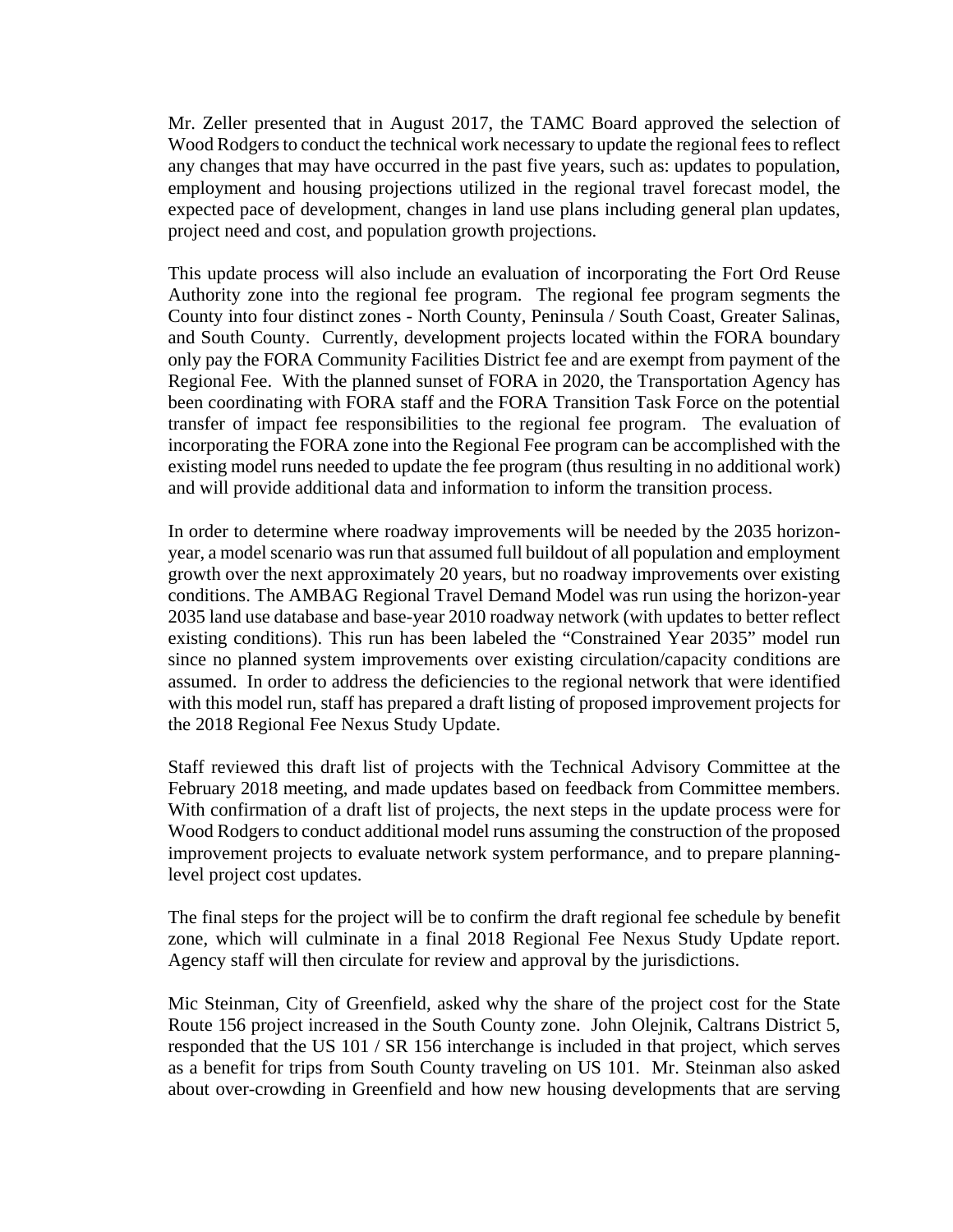Mr. Zeller presented that in August 2017, the TAMC Board approved the selection of Wood Rodgers to conduct the technical work necessary to update the regional fees to reflect any changes that may have occurred in the past five years, such as: updates to population, employment and housing projections utilized in the regional travel forecast model, the expected pace of development, changes in land use plans including general plan updates, project need and cost, and population growth projections.

This update process will also include an evaluation of incorporating the Fort Ord Reuse Authority zone into the regional fee program. The regional fee program segments the County into four distinct zones - North County, Peninsula / South Coast, Greater Salinas, and South County. Currently, development projects located within the FORA boundary only pay the FORA Community Facilities District fee and are exempt from payment of the Regional Fee. With the planned sunset of FORA in 2020, the Transportation Agency has been coordinating with FORA staff and the FORA Transition Task Force on the potential transfer of impact fee responsibilities to the regional fee program. The evaluation of incorporating the FORA zone into the Regional Fee program can be accomplished with the existing model runs needed to update the fee program (thus resulting in no additional work) and will provide additional data and information to inform the transition process.

In order to determine where roadway improvements will be needed by the 2035 horizon-year, a model scenario was run that assumed full buildout of all population and employment growth over the next approximately 20 years, but no roadway improvements over existing conditions. The AMBAG Regional Travel Demand Model was run using the horizon-year 2035 land use database and base-year 2010 roadway network (with updates to better reflect existing conditions). This run has been labeled the "Constrained Year 2035" model run since no planned system improvements over existing circulation/capacity conditions are assumed. In order to address the deficiencies to the regional network that were identified with this model run, staff has prepared a draft listing of proposed improvement projects for the 2018 Regional Fee Nexus Study Update.

Staff reviewed this draft list of projects with the Technical Advisory Committee at the February 2018 meeting, and made updates based on feedback from Committee members. With confirmation of a draft list of projects, the next steps in the update process were for Wood Rodgers to conduct additional model runs assuming the construction of the proposed improvement projects to evaluate network system performance, and to prepare planning-level project cost updates.

The final steps for the project will be to confirm the draft regional fee schedule by benefit zone, which will culminate in a final 2018 Regional Fee Nexus Study Update report. Agency staff will then circulate for review and approval by the jurisdictions.

Mic Steinman, City of Greenfield, asked why the share of the project cost for the State Route 156 project increased in the South County zone. John Olejnik, Caltrans District 5, responded that the US 101 / SR 156 interchange is included in that project, which serves as a benefit for trips from South County traveling on US 101. Mr. Steinman also asked about over-crowding in Greenfield and how new housing developments that are serving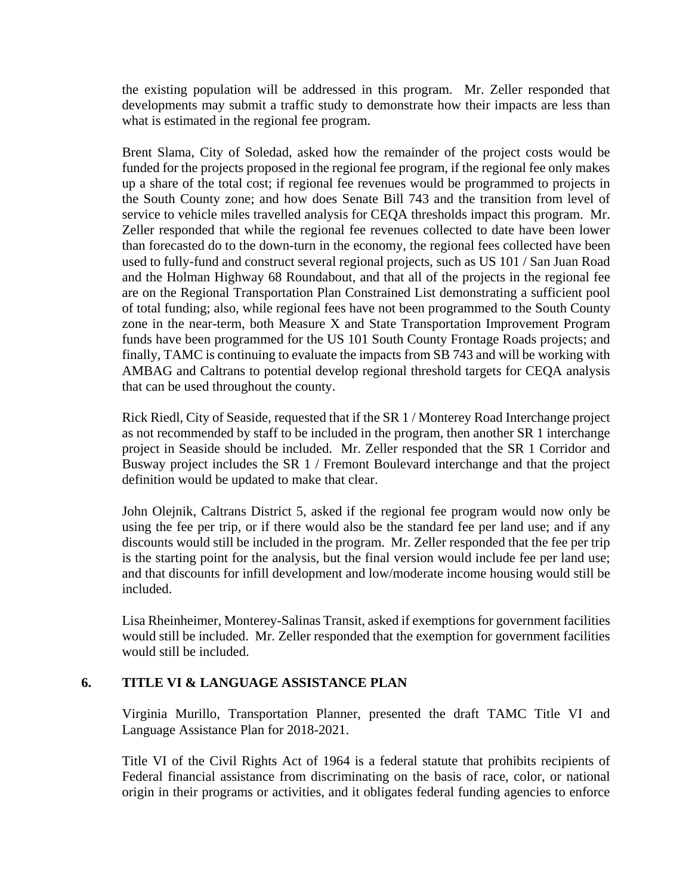the existing population will be addressed in this program. Mr. Zeller responded that developments may submit a traffic study to demonstrate how their impacts are less than what is estimated in the regional fee program.

Brent Slama, City of Soledad, asked how the remainder of the project costs would be funded for the projects proposed in the regional fee program, if the regional fee only makes up a share of the total cost; if regional fee revenues would be programmed to projects in the South County zone; and how does Senate Bill 743 and the transition from level of service to vehicle miles travelled analysis for CEQA thresholds impact this program. Mr. Zeller responded that while the regional fee revenues collected to date have been lower than forecasted do to the down-turn in the economy, the regional fees collected have been used to fully-fund and construct several regional projects, such as US 101 / San Juan Road and the Holman Highway 68 Roundabout, and that all of the projects in the regional fee are on the Regional Transportation Plan Constrained List demonstrating a sufficient pool of total funding; also, while regional fees have not been programmed to the South County zone in the near-term, both Measure X and State Transportation Improvement Program funds have been programmed for the US 101 South County Frontage Roads projects; and finally, TAMC is continuing to evaluate the impacts from SB 743 and will be working with AMBAG and Caltrans to potential develop regional threshold targets for CEQA analysis that can be used throughout the county.

Rick Riedl, City of Seaside, requested that if the SR 1 / Monterey Road Interchange project as not recommended by staff to be included in the program, then another SR 1 interchange project in Seaside should be included. Mr. Zeller responded that the SR 1 Corridor and Busway project includes the SR 1 / Fremont Boulevard interchange and that the project definition would be updated to make that clear.

John Olejnik, Caltrans District 5, asked if the regional fee program would now only be using the fee per trip, or if there would also be the standard fee per land use; and if any discounts would still be included in the program. Mr. Zeller responded that the fee per trip is the starting point for the analysis, but the final version would include fee per land use; and that discounts for infill development and low/moderate income housing would still be included.

Lisa Rheinheimer, Monterey-Salinas Transit, asked if exemptions for government facilities would still be included. Mr. Zeller responded that the exemption for government facilities would still be included.

## 6. TITLE VI & LANGUAGE ASSISTANCE PLAN

Virginia Murillo, Transportation Planner, presented the draft TAMC Title VI and Language Assistance Plan for 2018-2021.

Title VI of the Civil Rights Act of 1964 is a federal statute that prohibits recipients of Federal financial assistance from discriminating on the basis of race, color, or national origin in their programs or activities, and it obligates federal funding agencies to enforce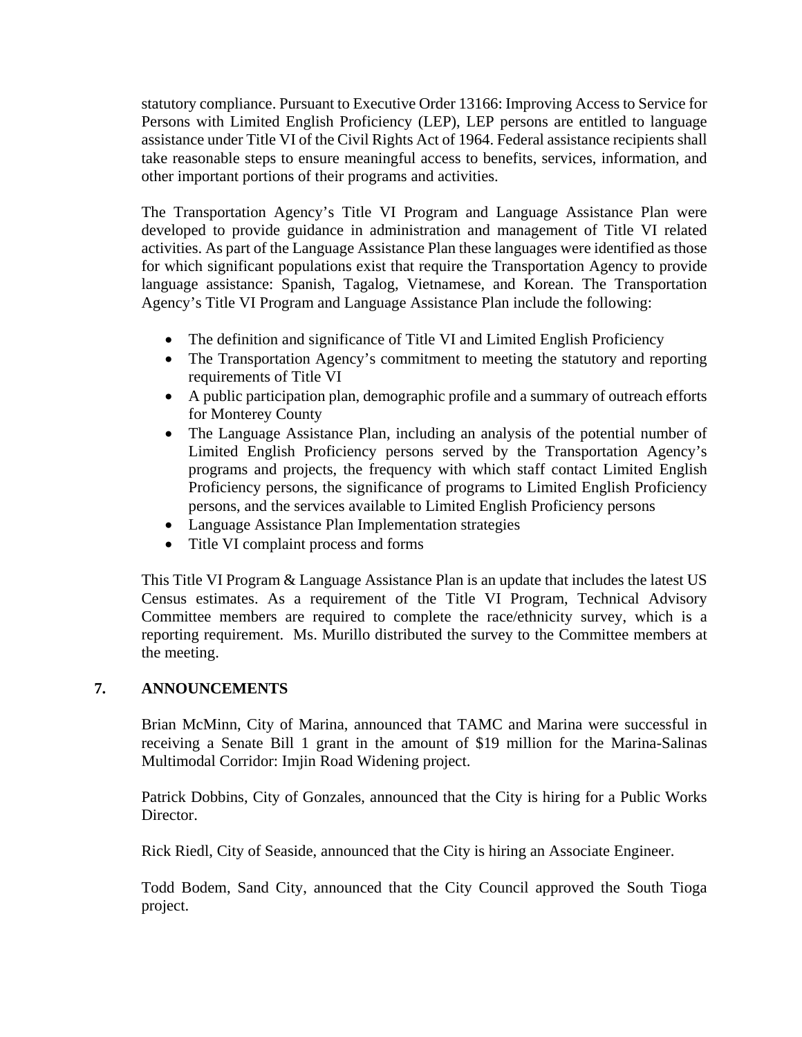statutory compliance. Pursuant to Executive Order 13166: Improving Access to Service for Persons with Limited English Proficiency (LEP), LEP persons are entitled to language assistance under Title VI of the Civil Rights Act of 1964. Federal assistance recipients shall take reasonable steps to ensure meaningful access to benefits, services, information, and other important portions of their programs and activities.

The Transportation Agency's Title VI Program and Language Assistance Plan were developed to provide guidance in administration and management of Title VI related activities. As part of the Language Assistance Plan these languages were identified as those for which significant populations exist that require the Transportation Agency to provide language assistance: Spanish, Tagalog, Vietnamese, and Korean. The Transportation Agency's Title VI Program and Language Assistance Plan include the following:

- The definition and significance of Title VI and Limited English Proficiency
- The Transportation Agency's commitment to meeting the statutory and reporting requirements of Title VI
- A public participation plan, demographic profile and a summary of outreach efforts for Monterey County
- The Language Assistance Plan, including an analysis of the potential number of Limited English Proficiency persons served by the Transportation Agency's programs and projects, the frequency with which staff contact Limited English Proficiency persons, the significance of programs to Limited English Proficiency persons, and the services available to Limited English Proficiency persons
- Language Assistance Plan Implementation strategies
- Title VI complaint process and forms

This Title VI Program & Language Assistance Plan is an update that includes the latest US Census estimates. As a requirement of the Title VI Program, Technical Advisory Committee members are required to complete the race/ethnicity survey, which is a reporting requirement. Ms. Murillo distributed the survey to the Committee members at the meeting.

## 7. ANNOUNCEMENTS

Brian McMinn, City of Marina, announced that TAMC and Marina were successful in receiving a Senate Bill 1 grant in the amount of $19 million for the Marina-Salinas Multimodal Corridor: Imjin Road Widening project.

Patrick Dobbins, City of Gonzales, announced that the City is hiring for a Public Works Director.

Rick Riedl, City of Seaside, announced that the City is hiring an Associate Engineer.

Todd Bodem, Sand City, announced that the City Council approved the South Tioga project.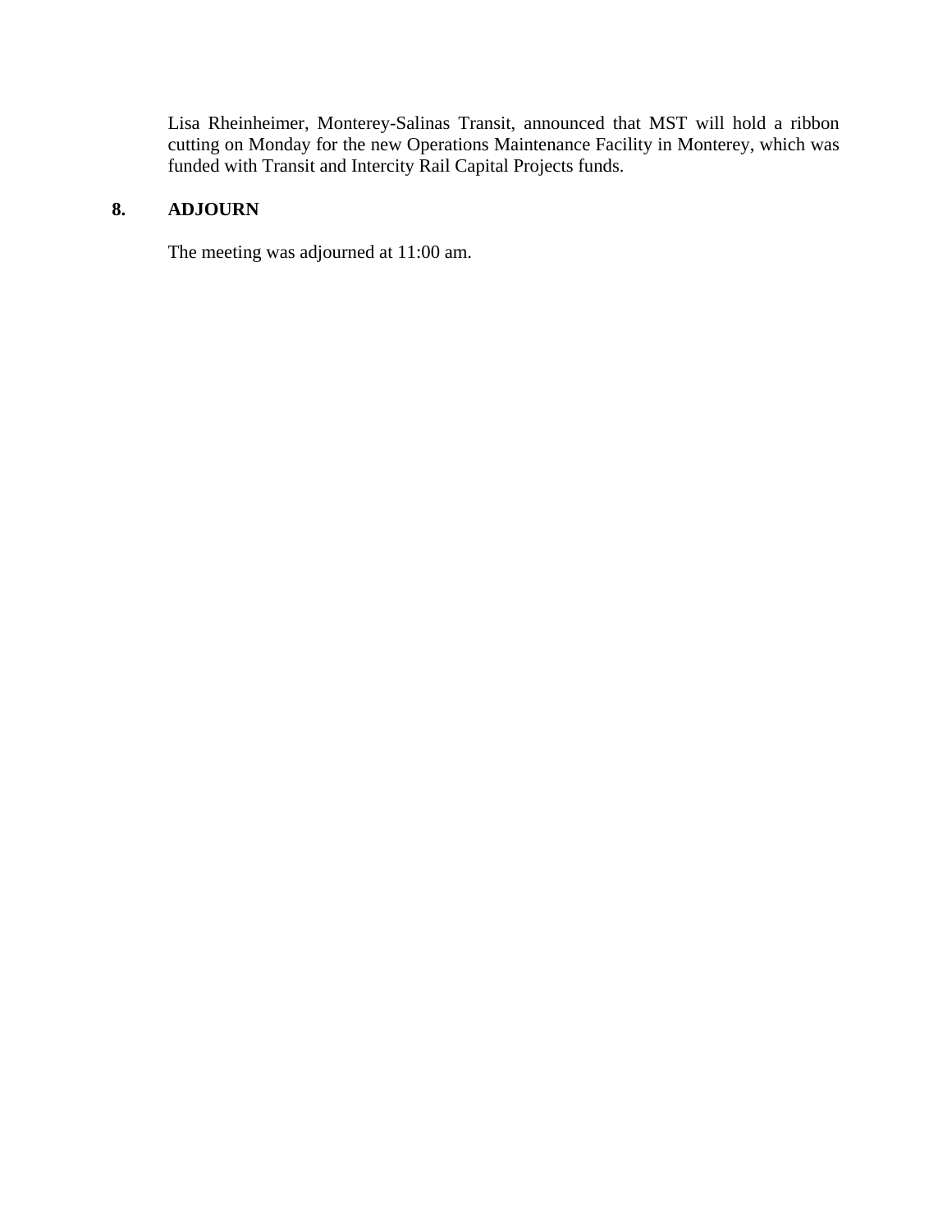Lisa Rheinheimer, Monterey-Salinas Transit, announced that MST will hold a ribbon cutting on Monday for the new Operations Maintenance Facility in Monterey, which was funded with Transit and Intercity Rail Capital Projects funds.

## 8. ADJOURN

The meeting was adjourned at 11:00 am.